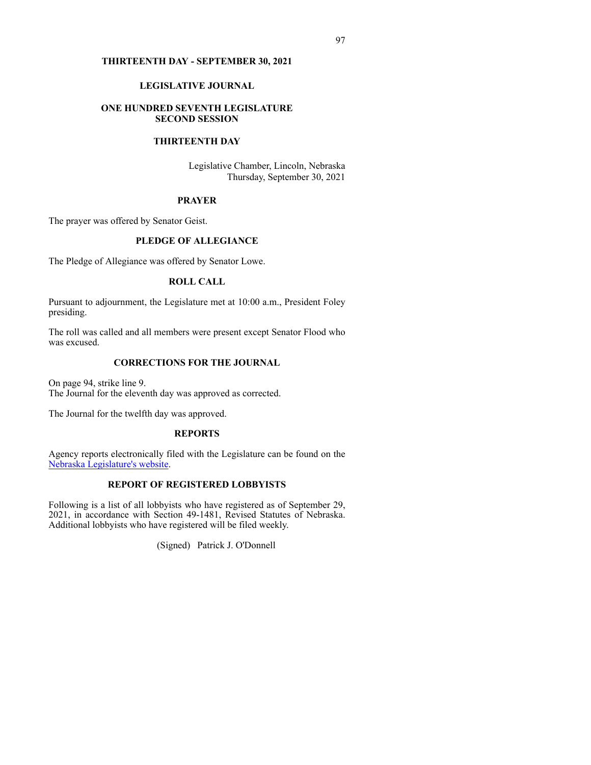# THIRTEENTH DAY - SEPTEMBER 30, 2021

## LEGISLATIVE JOURNAL

## ONE HUNDRED SEVENTH LEGISLATURE
## SECOND SESSION

## THIRTEENTH DAY

Legislative Chamber, Lincoln, Nebraska
Thursday, September 30, 2021

### PRAYER

The prayer was offered by Senator Geist.

### PLEDGE OF ALLEGIANCE

The Pledge of Allegiance was offered by Senator Lowe.

### ROLL CALL

Pursuant to adjournment, the Legislature met at 10:00 a.m., President Foley presiding.

The roll was called and all members were present except Senator Flood who was excused.

### CORRECTIONS FOR THE JOURNAL

On page 94, strike line 9.
The Journal for the eleventh day was approved as corrected.

The Journal for the twelfth day was approved.

### REPORTS

Agency reports electronically filed with the Legislature can be found on the Nebraska Legislature's website.

### REPORT OF REGISTERED LOBBYISTS

Following is a list of all lobbyists who have registered as of September 29, 2021, in accordance with Section 49-1481, Revised Statutes of Nebraska. Additional lobbyists who have registered will be filed weekly.

(Signed) Patrick J. O'Donnell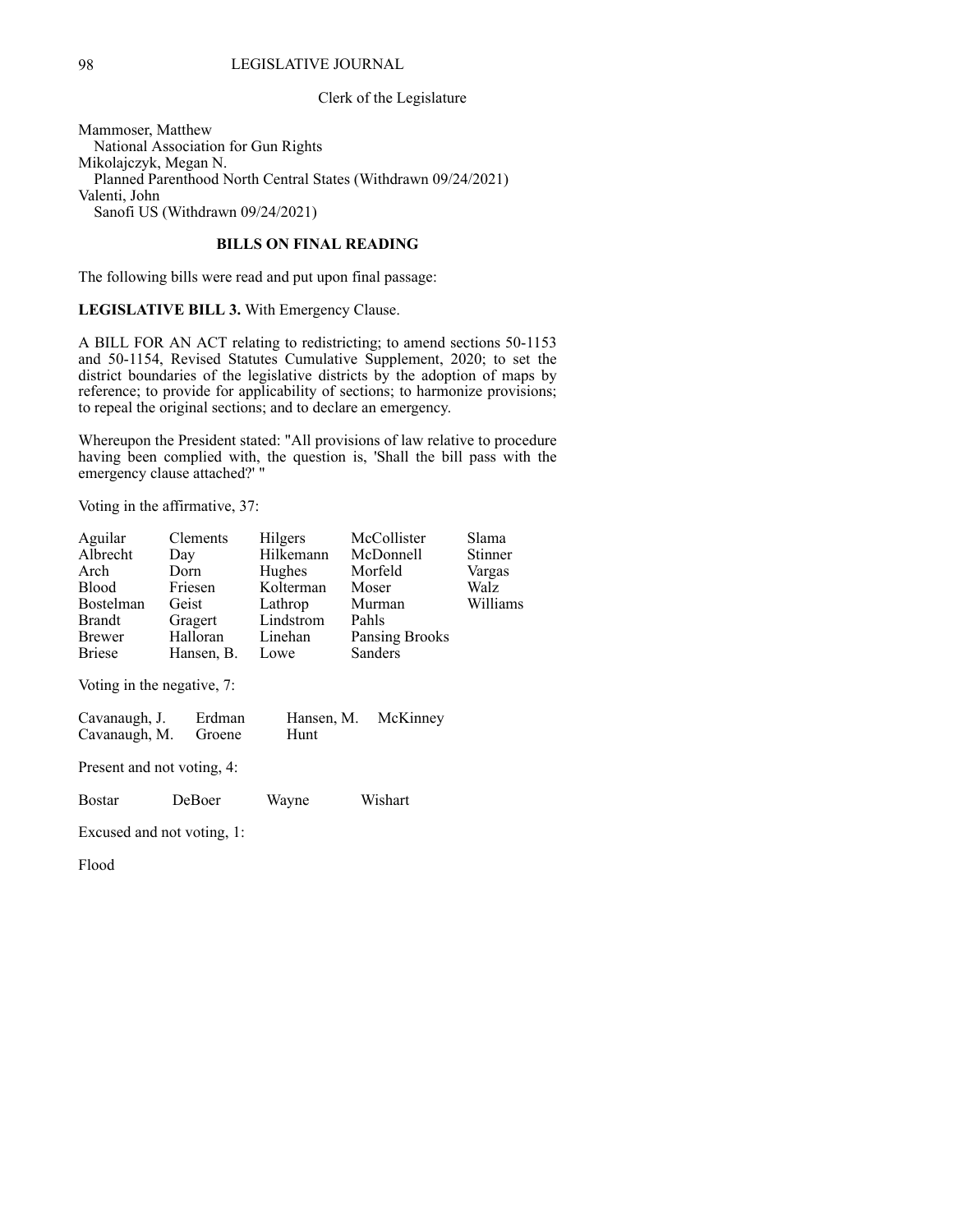Clerk of the Legislature

Mammoser, Matthew
  National Association for Gun Rights
Mikolajczyk, Megan N.
  Planned Parenthood North Central States (Withdrawn 09/24/2021)
Valenti, John
  Sanofi US (Withdrawn 09/24/2021)

## BILLS ON FINAL READING

The following bills were read and put upon final passage:

**LEGISLATIVE BILL 3.** With Emergency Clause.

A BILL FOR AN ACT relating to redistricting; to amend sections 50-1153 and 50-1154, Revised Statutes Cumulative Supplement, 2020; to set the district boundaries of the legislative districts by the adoption of maps by reference; to provide for applicability of sections; to harmonize provisions; to repeal the original sections; and to declare an emergency.

Whereupon the President stated: "All provisions of law relative to procedure having been complied with, the question is, 'Shall the bill pass with the emergency clause attached?' "

Voting in the affirmative, 37:

| | | | | |
|---|---|---|---|---|
| Aguilar | Clements | Hilgers | McCollister | Slama |
| Albrecht | Day | Hilkemann | McDonnell | Stinner |
| Arch | Dorn | Hughes | Morfeld | Vargas |
| Blood | Friesen | Kolterman | Moser | Walz |
| Bostelman | Geist | Lathrop | Murman | Williams |
| Brandt | Gragert | Lindstrom | Pahls | |
| Brewer | Halloran | Linehan | Pansing Brooks | |
| Briese | Hansen, B. | Lowe | Sanders | |

Voting in the negative, 7:

| | | | |
|---|---|---|---|
| Cavanaugh, J. | Erdman | Hansen, M. | McKinney |
| Cavanaugh, M. | Groene | Hunt | |

Present and not voting, 4:

| | | | |
|---|---|---|---|
| Bostar | DeBoer | Wayne | Wishart |

Excused and not voting, 1:

Flood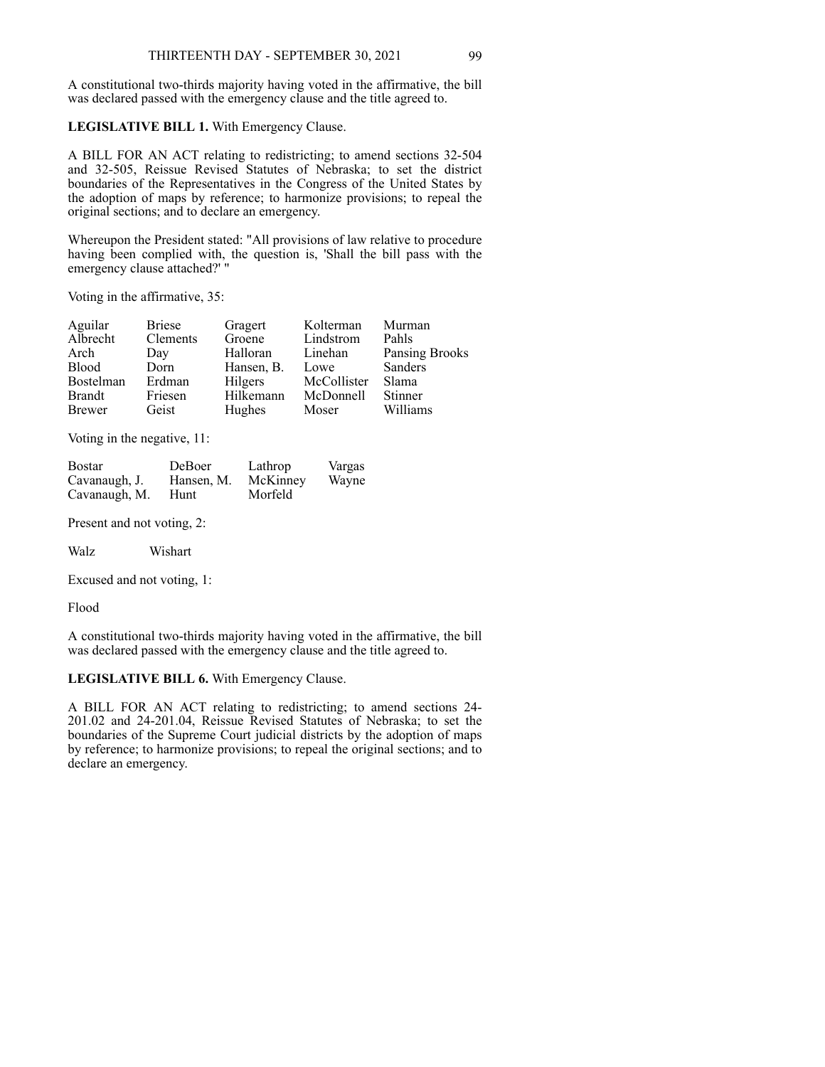A constitutional two-thirds majority having voted in the affirmative, the bill was declared passed with the emergency clause and the title agreed to.

**LEGISLATIVE BILL 1.** With Emergency Clause.

A BILL FOR AN ACT relating to redistricting; to amend sections 32-504 and 32-505, Reissue Revised Statutes of Nebraska; to set the district boundaries of the Representatives in the Congress of the United States by the adoption of maps by reference; to harmonize provisions; to repeal the original sections; and to declare an emergency.

Whereupon the President stated: "All provisions of law relative to procedure having been complied with, the question is, 'Shall the bill pass with the emergency clause attached?' "

Voting in the affirmative, 35:

| | | | | |
|---|---|---|---|---|
| Aguilar | Briese | Gragert | Kolterman | Murman |
| Albrecht | Clements | Groene | Lindstrom | Pahls |
| Arch | Day | Halloran | Linehan | Pansing Brooks |
| Blood | Dorn | Hansen, B. | Lowe | Sanders |
| Bostelman | Erdman | Hilgers | McCollister | Slama |
| Brandt | Friesen | Hilkemann | McDonnell | Stinner |
| Brewer | Geist | Hughes | Moser | Williams |

Voting in the negative, 11:

| | | | |
|---|---|---|---|
| Bostar | DeBoer | Lathrop | Vargas |
| Cavanaugh, J. | Hansen, M. | McKinney | Wayne |
| Cavanaugh, M. | Hunt | Morfeld | |

Present and not voting, 2:

Walz Wishart

Excused and not voting, 1:

Flood

A constitutional two-thirds majority having voted in the affirmative, the bill was declared passed with the emergency clause and the title agreed to.

**LEGISLATIVE BILL 6.** With Emergency Clause.

A BILL FOR AN ACT relating to redistricting; to amend sections 24-201.02 and 24-201.04, Reissue Revised Statutes of Nebraska; to set the boundaries of the Supreme Court judicial districts by the adoption of maps by reference; to harmonize provisions; to repeal the original sections; and to declare an emergency.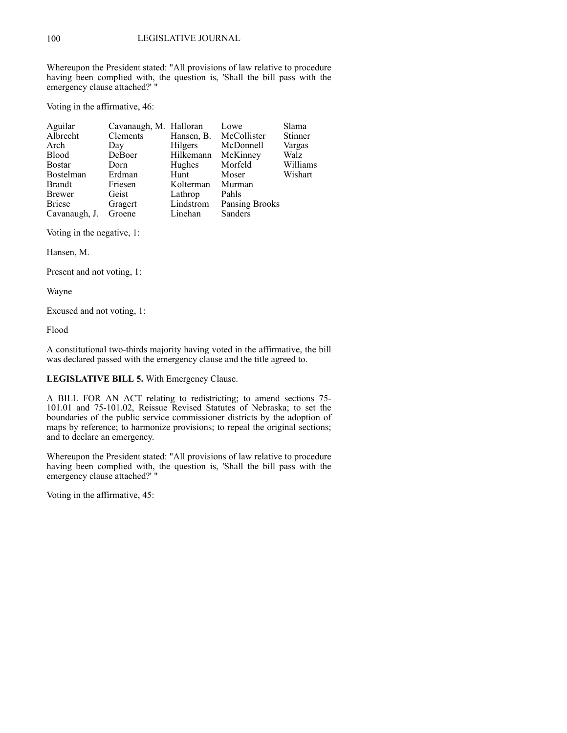Whereupon the President stated: "All provisions of law relative to procedure having been complied with, the question is, 'Shall the bill pass with the emergency clause attached?' "

Voting in the affirmative, 46:

| | | | | |
|---|---|---|---|---|
| Aguilar | Cavanaugh, M. | Halloran | Lowe | Slama |
| Albrecht | Clements | Hansen, B. | McCollister | Stinner |
| Arch | Day | Hilgers | McDonnell | Vargas |
| Blood | DeBoer | Hilkemann | McKinney | Walz |
| Bostar | Dorn | Hughes | Morfeld | Williams |
| Bostelman | Erdman | Hunt | Moser | Wishart |
| Brandt | Friesen | Kolterman | Murman | |
| Brewer | Geist | Lathrop | Pahls | |
| Briese | Gragert | Lindstrom | Pansing Brooks | |
| Cavanaugh, J. | Groene | Linehan | Sanders | |

Voting in the negative, 1:

Hansen, M.

Present and not voting, 1:

Wayne

Excused and not voting, 1:

Flood

A constitutional two-thirds majority having voted in the affirmative, the bill was declared passed with the emergency clause and the title agreed to.

**LEGISLATIVE BILL 5.** With Emergency Clause.

A BILL FOR AN ACT relating to redistricting; to amend sections 75-101.01 and 75-101.02, Reissue Revised Statutes of Nebraska; to set the boundaries of the public service commissioner districts by the adoption of maps by reference; to harmonize provisions; to repeal the original sections; and to declare an emergency.

Whereupon the President stated: "All provisions of law relative to procedure having been complied with, the question is, 'Shall the bill pass with the emergency clause attached?' "

Voting in the affirmative, 45: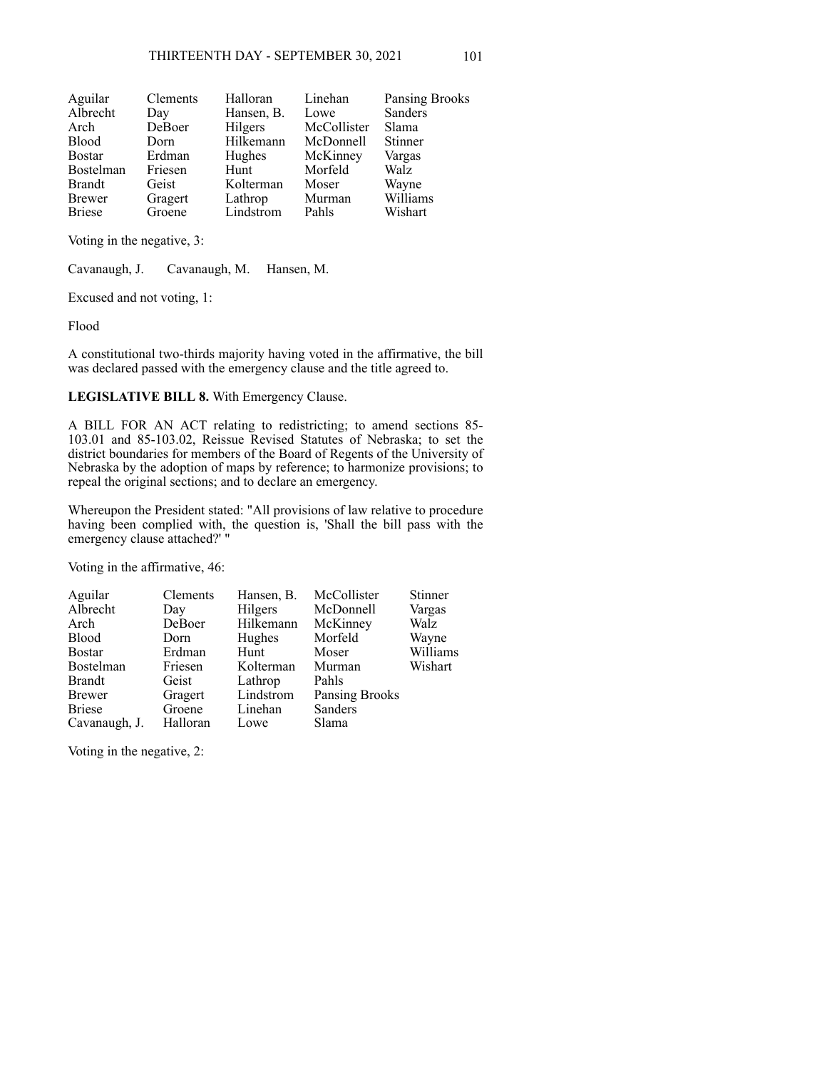| | | | | |
|---|---|---|---|---|
| Aguilar | Clements | Halloran | Linehan | Pansing Brooks |
| Albrecht | Day | Hansen, B. | Lowe | Sanders |
| Arch | DeBoer | Hilgers | McCollister | Slama |
| Blood | Dorn | Hilkemann | McDonnell | Stinner |
| Bostar | Erdman | Hughes | McKinney | Vargas |
| Bostelman | Friesen | Hunt | Morfeld | Walz |
| Brandt | Geist | Kolterman | Moser | Wayne |
| Brewer | Gragert | Lathrop | Murman | Williams |
| Briese | Groene | Lindstrom | Pahls | Wishart |

Voting in the negative, 3:

Cavanaugh, J. Cavanaugh, M. Hansen, M.

Excused and not voting, 1:

Flood

A constitutional two-thirds majority having voted in the affirmative, the bill was declared passed with the emergency clause and the title agreed to.

**LEGISLATIVE BILL 8.** With Emergency Clause.

A BILL FOR AN ACT relating to redistricting; to amend sections 85-103.01 and 85-103.02, Reissue Revised Statutes of Nebraska; to set the district boundaries for members of the Board of Regents of the University of Nebraska by the adoption of maps by reference; to harmonize provisions; to repeal the original sections; and to declare an emergency.

Whereupon the President stated: "All provisions of law relative to procedure having been complied with, the question is, 'Shall the bill pass with the emergency clause attached?' "

Voting in the affirmative, 46:

| | | | | |
|---|---|---|---|---|
| Aguilar | Clements | Hansen, B. | McCollister | Stinner |
| Albrecht | Day | Hilgers | McDonnell | Vargas |
| Arch | DeBoer | Hilkemann | McKinney | Walz |
| Blood | Dorn | Hughes | Morfeld | Wayne |
| Bostar | Erdman | Hunt | Moser | Williams |
| Bostelman | Friesen | Kolterman | Murman | Wishart |
| Brandt | Geist | Lathrop | Pahls | |
| Brewer | Gragert | Lindstrom | Pansing Brooks | |
| Briese | Groene | Linehan | Sanders | |
| Cavanaugh, J. | Halloran | Lowe | Slama | |

Voting in the negative, 2: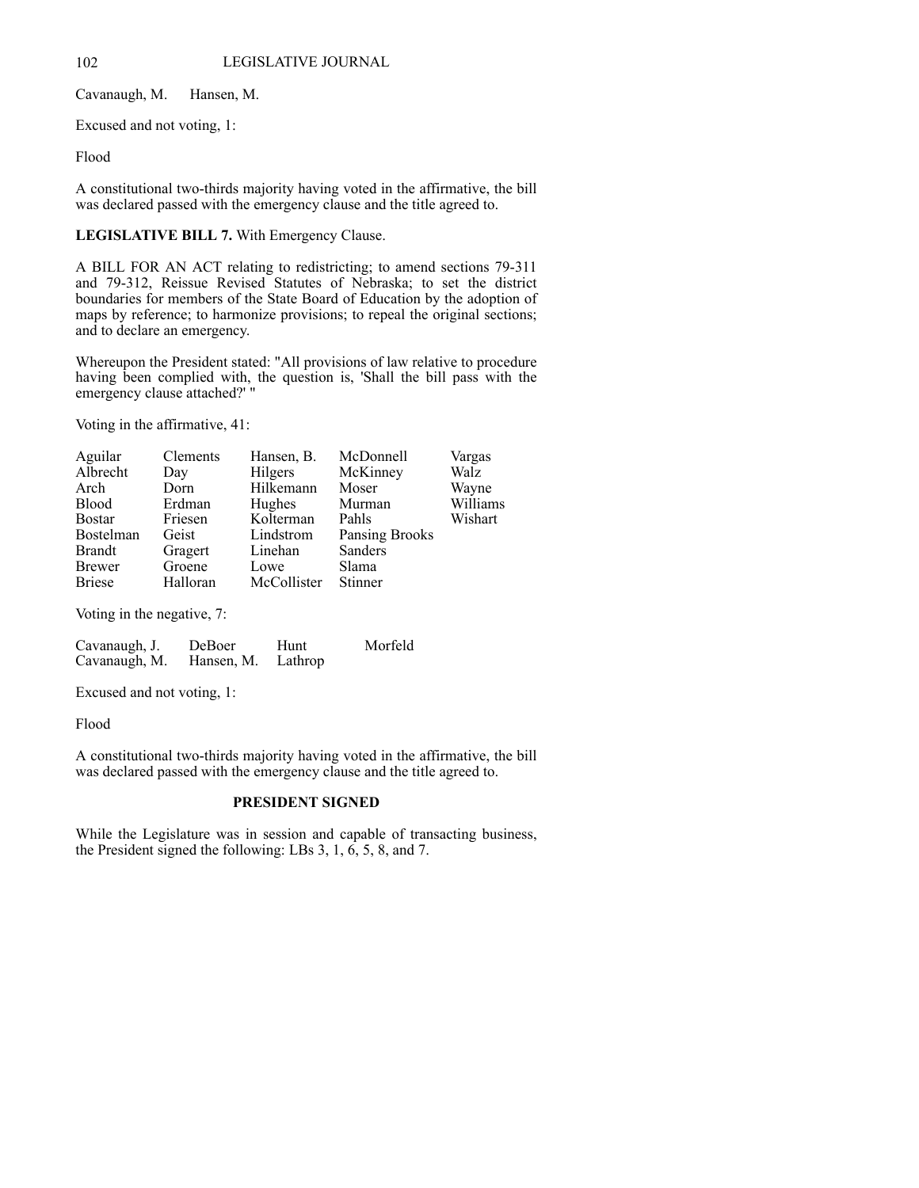Cavanaugh, M.	Hansen, M.

Excused and not voting, 1:

Flood

A constitutional two-thirds majority having voted in the affirmative, the bill was declared passed with the emergency clause and the title agreed to.

**LEGISLATIVE BILL 7.** With Emergency Clause.

A BILL FOR AN ACT relating to redistricting; to amend sections 79-311 and 79-312, Reissue Revised Statutes of Nebraska; to set the district boundaries for members of the State Board of Education by the adoption of maps by reference; to harmonize provisions; to repeal the original sections; and to declare an emergency.

Whereupon the President stated: "All provisions of law relative to procedure having been complied with, the question is, 'Shall the bill pass with the emergency clause attached?' "

Voting in the affirmative, 41:

| | | | | |
|---|---|---|---|---|
| Aguilar | Clements | Hansen, B. | McDonnell | Vargas |
| Albrecht | Day | Hilgers | McKinney | Walz |
| Arch | Dorn | Hilkemann | Moser | Wayne |
| Blood | Erdman | Hughes | Murman | Williams |
| Bostar | Friesen | Kolterman | Pahls | Wishart |
| Bostelman | Geist | Lindstrom | Pansing Brooks | |
| Brandt | Gragert | Linehan | Sanders | |
| Brewer | Groene | Lowe | Slama | |
| Briese | Halloran | McCollister | Stinner | |

Voting in the negative, 7:

| | | | |
|---|---|---|---|
| Cavanaugh, J. | DeBoer | Hunt | Morfeld |
| Cavanaugh, M. | Hansen, M. | Lathrop | |

Excused and not voting, 1:

Flood

A constitutional two-thirds majority having voted in the affirmative, the bill was declared passed with the emergency clause and the title agreed to.

## PRESIDENT SIGNED

While the Legislature was in session and capable of transacting business, the President signed the following: LBs 3, 1, 6, 5, 8, and 7.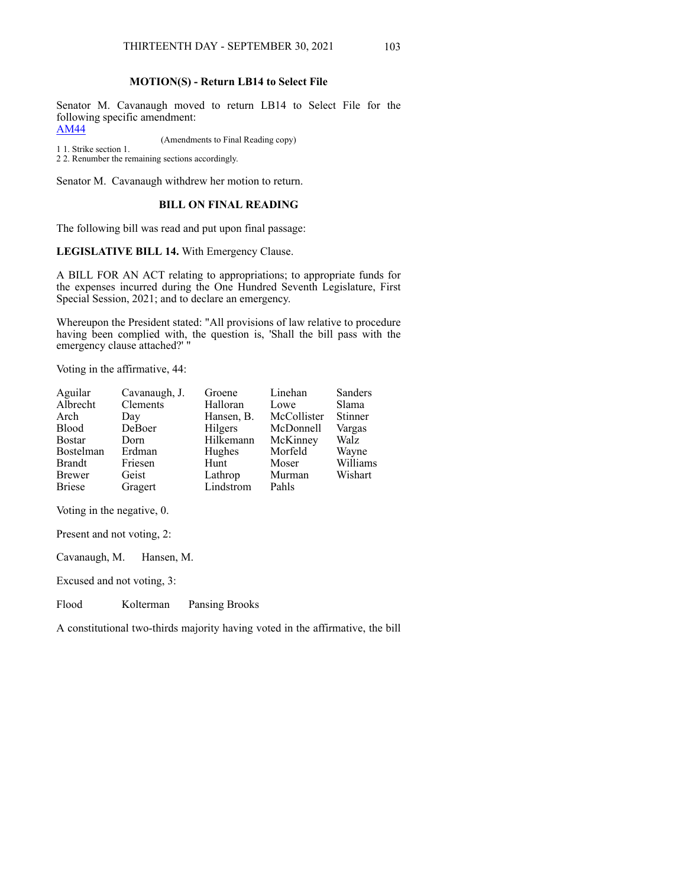### MOTION(S) - Return LB14 to Select File

Senator M. Cavanaugh moved to return LB14 to Select File for the following specific amendment:
AM44

(Amendments to Final Reading copy)

1 1. Strike section 1.
2 2. Renumber the remaining sections accordingly.

Senator M. Cavanaugh withdrew her motion to return.

### BILL ON FINAL READING

The following bill was read and put upon final passage:

**LEGISLATIVE BILL 14.** With Emergency Clause.

A BILL FOR AN ACT relating to appropriations; to appropriate funds for the expenses incurred during the One Hundred Seventh Legislature, First Special Session, 2021; and to declare an emergency.

Whereupon the President stated: "All provisions of law relative to procedure having been complied with, the question is, 'Shall the bill pass with the emergency clause attached?' "

Voting in the affirmative, 44:

| | | | | |
|---|---|---|---|---|
| Aguilar | Cavanaugh, J. | Groene | Linehan | Sanders |
| Albrecht | Clements | Halloran | Lowe | Slama |
| Arch | Day | Hansen, B. | McCollister | Stinner |
| Blood | DeBoer | Hilgers | McDonnell | Vargas |
| Bostar | Dorn | Hilkemann | McKinney | Walz |
| Bostelman | Erdman | Hughes | Morfeld | Wayne |
| Brandt | Friesen | Hunt | Moser | Williams |
| Brewer | Geist | Lathrop | Murman | Wishart |
| Briese | Gragert | Lindstrom | Pahls | |

Voting in the negative, 0.

Present and not voting, 2:

Cavanaugh, M. Hansen, M.

Excused and not voting, 3:

Flood Kolterman Pansing Brooks

A constitutional two-thirds majority having voted in the affirmative, the bill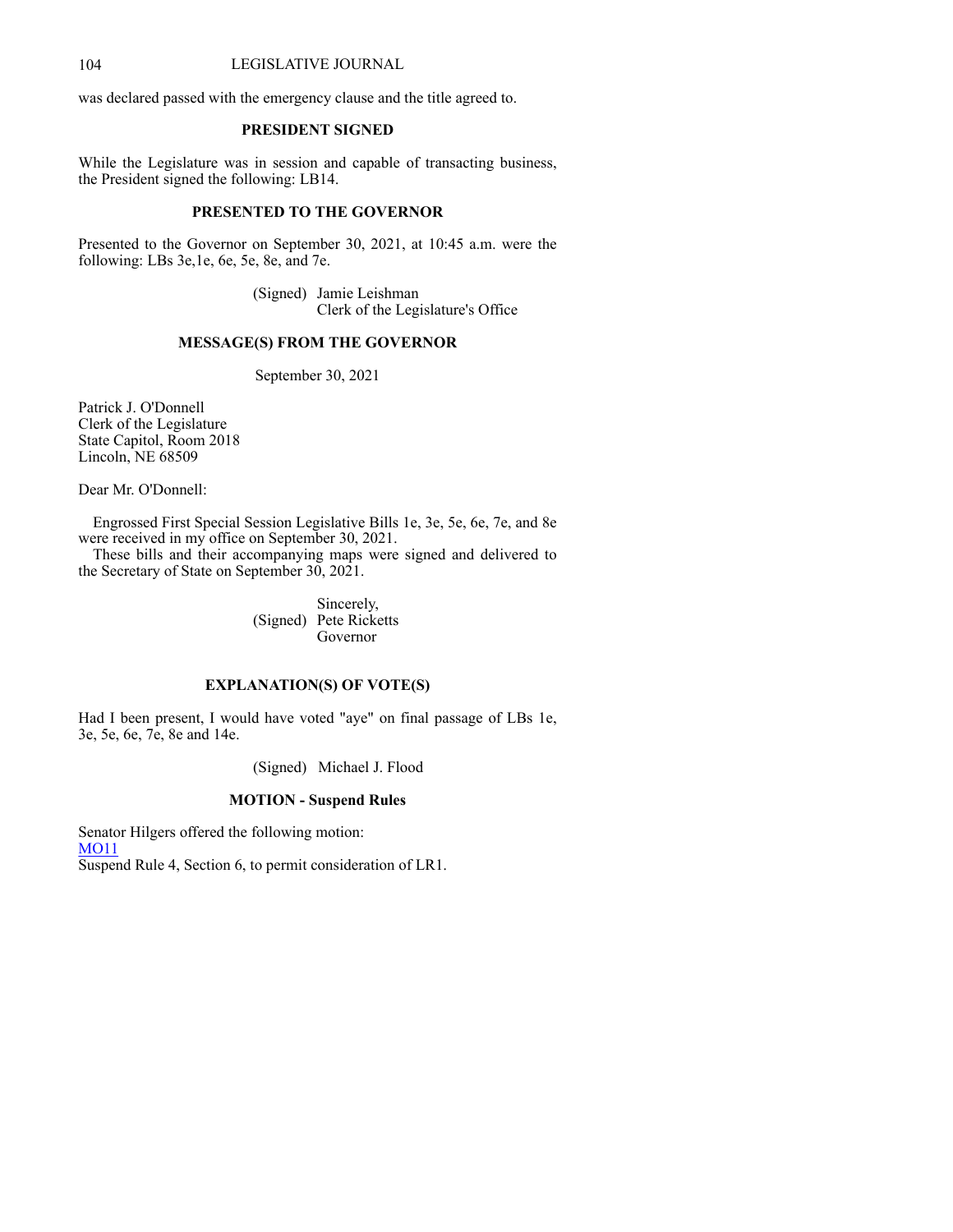was declared passed with the emergency clause and the title agreed to.

## PRESIDENT SIGNED

While the Legislature was in session and capable of transacting business, the President signed the following: LB14.

## PRESENTED TO THE GOVERNOR

Presented to the Governor on September 30, 2021, at 10:45 a.m. were the following: LBs 3e,1e, 6e, 5e, 8e, and 7e.

(Signed) Jamie Leishman
Clerk of the Legislature's Office

## MESSAGE(S) FROM THE GOVERNOR

September 30, 2021

Patrick J. O'Donnell
Clerk of the Legislature
State Capitol, Room 2018
Lincoln, NE 68509

Dear Mr. O'Donnell:

Engrossed First Special Session Legislative Bills 1e, 3e, 5e, 6e, 7e, and 8e were received in my office on September 30, 2021.

These bills and their accompanying maps were signed and delivered to the Secretary of State on September 30, 2021.

Sincerely,
(Signed) Pete Ricketts
Governor

## EXPLANATION(S) OF VOTE(S)

Had I been present, I would have voted "aye" on final passage of LBs 1e, 3e, 5e, 6e, 7e, 8e and 14e.

(Signed) Michael J. Flood

## MOTION - Suspend Rules

Senator Hilgers offered the following motion:
MO11
Suspend Rule 4, Section 6, to permit consideration of LR1.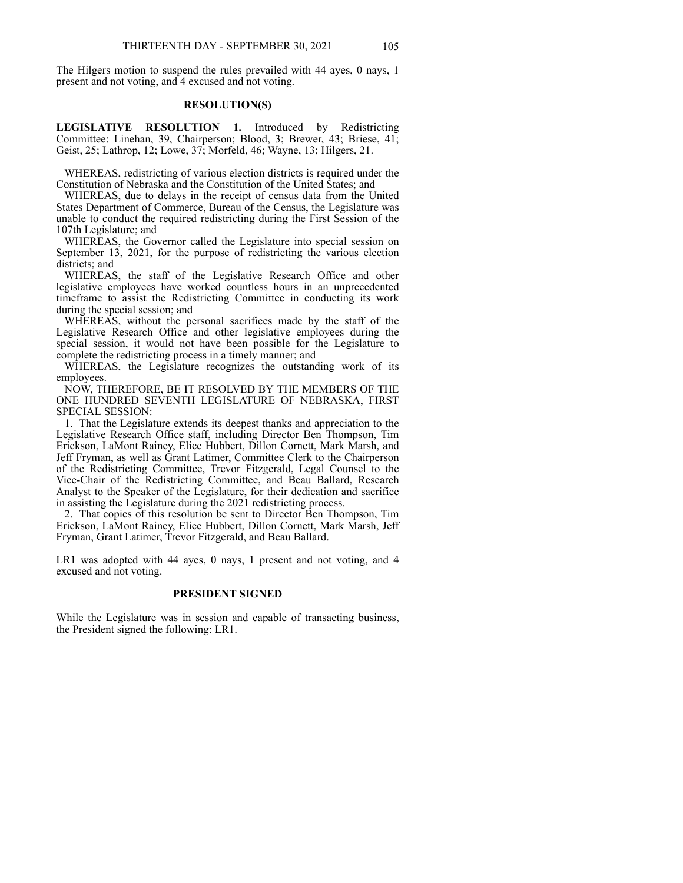The Hilgers motion to suspend the rules prevailed with 44 ayes, 0 nays, 1 present and not voting, and 4 excused and not voting.

## RESOLUTION(S)

**LEGISLATIVE RESOLUTION 1.** Introduced by Redistricting Committee: Linehan, 39, Chairperson; Blood, 3; Brewer, 43; Briese, 41; Geist, 25; Lathrop, 12; Lowe, 37; Morfeld, 46; Wayne, 13; Hilgers, 21.

WHEREAS, redistricting of various election districts is required under the Constitution of Nebraska and the Constitution of the United States; and

WHEREAS, due to delays in the receipt of census data from the United States Department of Commerce, Bureau of the Census, the Legislature was unable to conduct the required redistricting during the First Session of the 107th Legislature; and

WHEREAS, the Governor called the Legislature into special session on September 13, 2021, for the purpose of redistricting the various election districts; and

WHEREAS, the staff of the Legislative Research Office and other legislative employees have worked countless hours in an unprecedented timeframe to assist the Redistricting Committee in conducting its work during the special session; and

WHEREAS, without the personal sacrifices made by the staff of the Legislative Research Office and other legislative employees during the special session, it would not have been possible for the Legislature to complete the redistricting process in a timely manner; and

WHEREAS, the Legislature recognizes the outstanding work of its employees.

NOW, THEREFORE, BE IT RESOLVED BY THE MEMBERS OF THE ONE HUNDRED SEVENTH LEGISLATURE OF NEBRASKA, FIRST SPECIAL SESSION:

1. That the Legislature extends its deepest thanks and appreciation to the Legislative Research Office staff, including Director Ben Thompson, Tim Erickson, LaMont Rainey, Elice Hubbert, Dillon Cornett, Mark Marsh, and Jeff Fryman, as well as Grant Latimer, Committee Clerk to the Chairperson of the Redistricting Committee, Trevor Fitzgerald, Legal Counsel to the Vice-Chair of the Redistricting Committee, and Beau Ballard, Research Analyst to the Speaker of the Legislature, for their dedication and sacrifice in assisting the Legislature during the 2021 redistricting process.

2. That copies of this resolution be sent to Director Ben Thompson, Tim Erickson, LaMont Rainey, Elice Hubbert, Dillon Cornett, Mark Marsh, Jeff Fryman, Grant Latimer, Trevor Fitzgerald, and Beau Ballard.

LR1 was adopted with 44 ayes, 0 nays, 1 present and not voting, and 4 excused and not voting.

## PRESIDENT SIGNED

While the Legislature was in session and capable of transacting business, the President signed the following: LR1.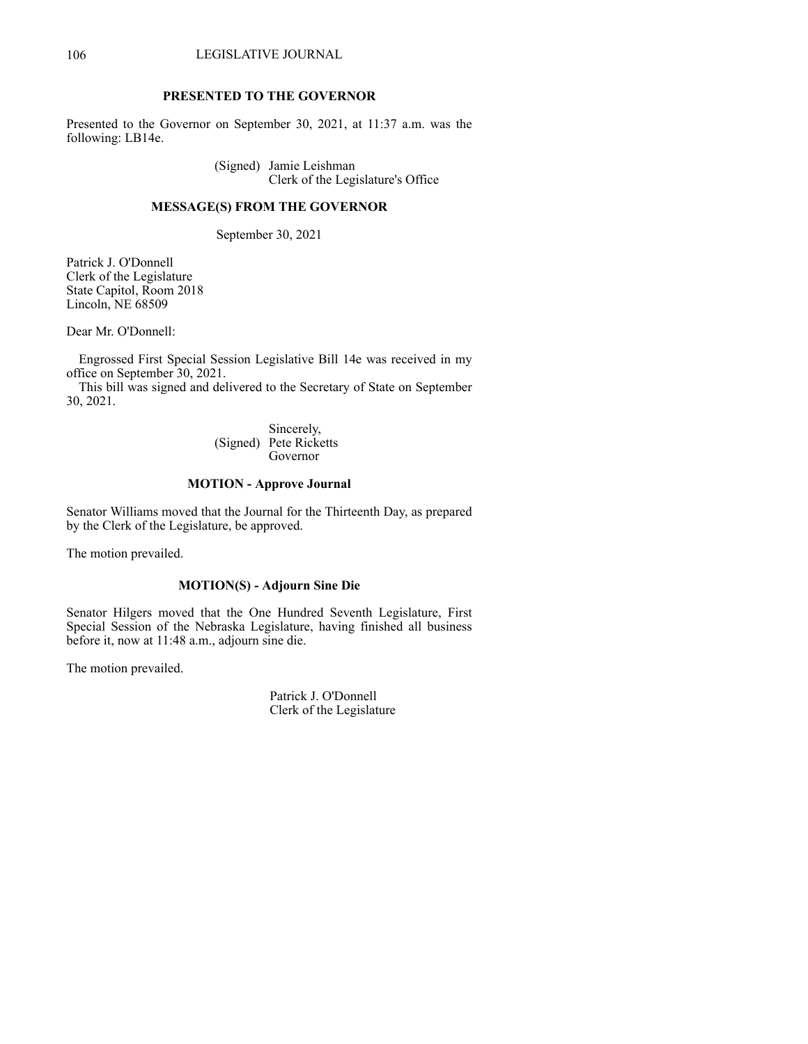## PRESENTED TO THE GOVERNOR

Presented to the Governor on September 30, 2021, at 11:37 a.m. was the following: LB14e.

(Signed) Jamie Leishman
Clerk of the Legislature's Office

## MESSAGE(S) FROM THE GOVERNOR

September 30, 2021

Patrick J. O'Donnell
Clerk of the Legislature
State Capitol, Room 2018
Lincoln, NE 68509

Dear Mr. O'Donnell:

Engrossed First Special Session Legislative Bill 14e was received in my office on September 30, 2021.

This bill was signed and delivered to the Secretary of State on September 30, 2021.

Sincerely,
(Signed) Pete Ricketts
Governor

## MOTION - Approve Journal

Senator Williams moved that the Journal for the Thirteenth Day, as prepared by the Clerk of the Legislature, be approved.

The motion prevailed.

## MOTION(S) - Adjourn Sine Die

Senator Hilgers moved that the One Hundred Seventh Legislature, First Special Session of the Nebraska Legislature, having finished all business before it, now at 11:48 a.m., adjourn sine die.

The motion prevailed.

Patrick J. O'Donnell
Clerk of the Legislature